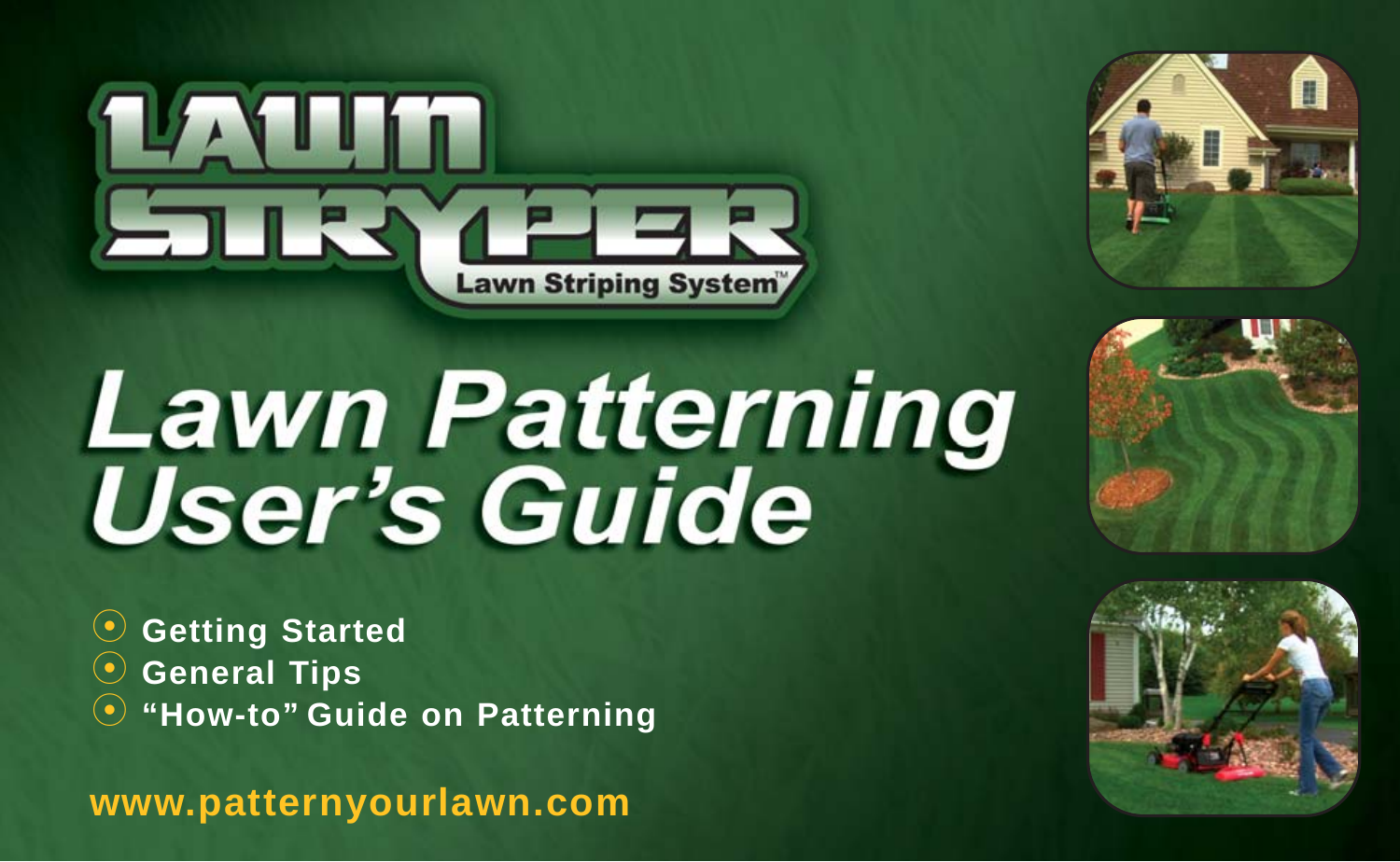# LAWN STRYPER

Lawn Striping System™

# Lawn Patterning User's Guide

- Getting Started
- General Tips
- "How-to" Guide on Patterning

www.patternyourlawn.com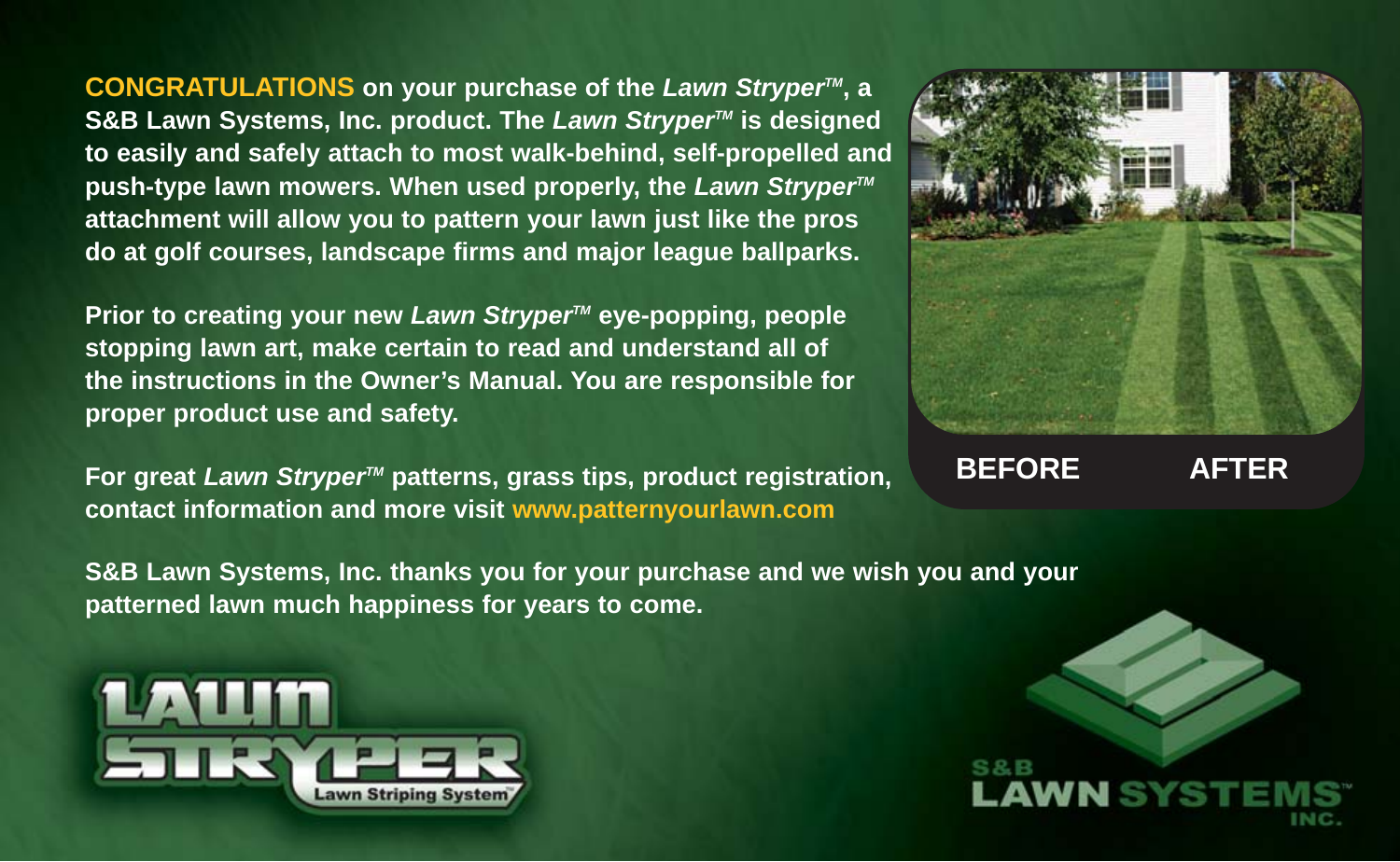**CONGRATULATIONS** on your purchase of the ***Lawn Stryper™***, a S&B Lawn Systems, Inc. product. The ***Lawn Stryper™*** is designed to easily and safely attach to most walk-behind, self-propelled and push-type lawn mowers. When used properly, the ***Lawn Stryper™*** attachment will allow you to pattern your lawn just like the pros do at golf courses, landscape firms and major league ballparks.

**Prior to creating your new *Lawn Stryper™* eye-popping, people stopping lawn art, make certain to read and understand all of the instructions in the Owner's Manual. You are responsible for proper product use and safety.**

**For great *Lawn Stryper™* patterns, grass tips, product registration, contact information and more visit www.patternyourlawn.com**

**BEFORE AFTER**

**S&B Lawn Systems, Inc. thanks you for your purchase and we wish you and your patterned lawn much happiness for years to come.**

LAWN STRYPER
Lawn Striping System™

S&B
LAWN SYSTEMS™
INC.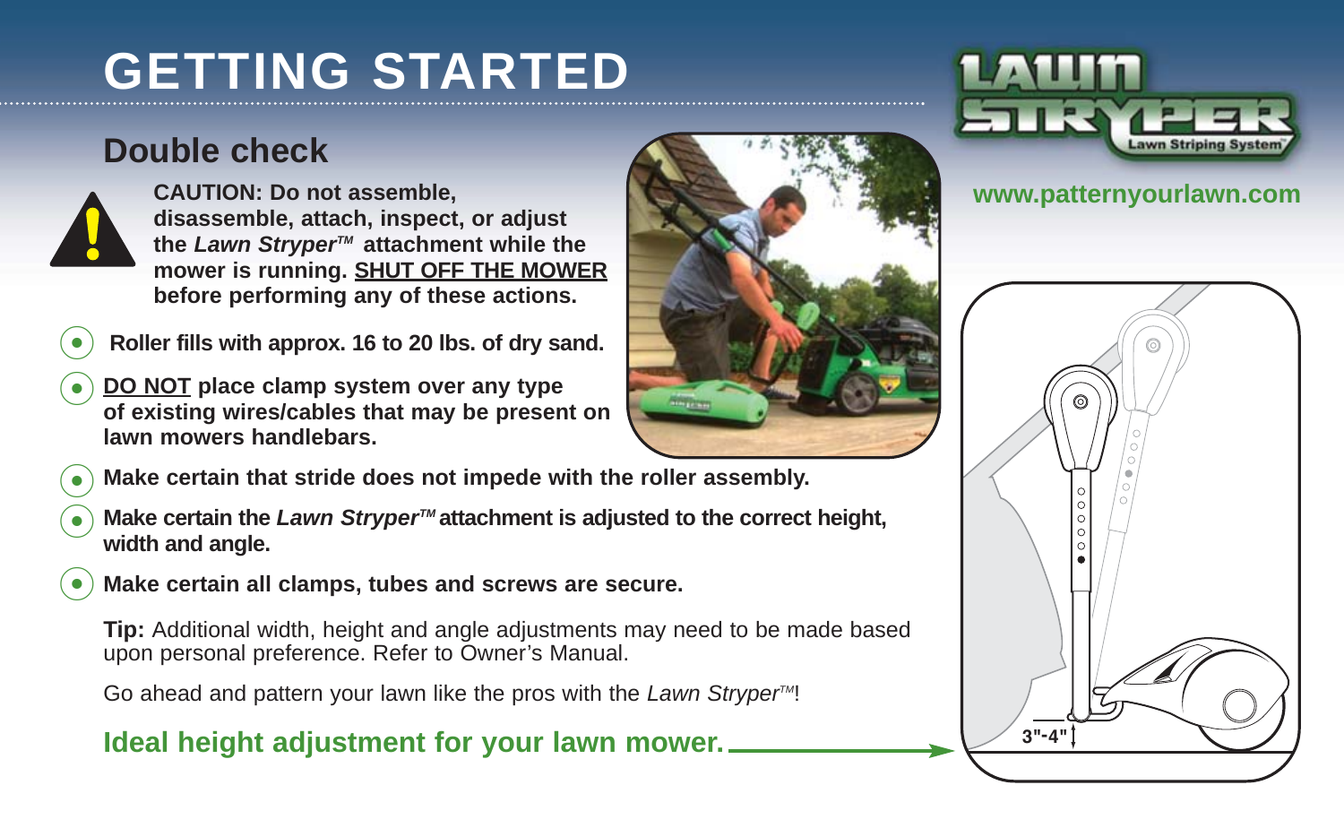# GETTING STARTED

## Double check

**CAUTION: Do not assemble, disassemble, attach, inspect, or adjust the *Lawn Stryper™* attachment while the mower is running. SHUT OFF THE MOWER before performing any of these actions.**

- **Roller fills with approx. 16 to 20 lbs. of dry sand.**
- **DO NOT place clamp system over any type of existing wires/cables that may be present on lawn mowers handlebars.**
- **Make certain that stride does not impede with the roller assembly.**
- **Make certain the *Lawn Stryper™* attachment is adjusted to the correct height, width and angle.**
- **Make certain all clamps, tubes and screws are secure.**

**Tip:** Additional width, height and angle adjustments may need to be made based upon personal preference. Refer to Owner's Manual.

Go ahead and pattern your lawn like the pros with the *Lawn Stryper™*!

**Ideal height adjustment for your lawn mower.**

3"-4"

LAWN STRYPER Lawn Striping System™

www.patternyourlawn.com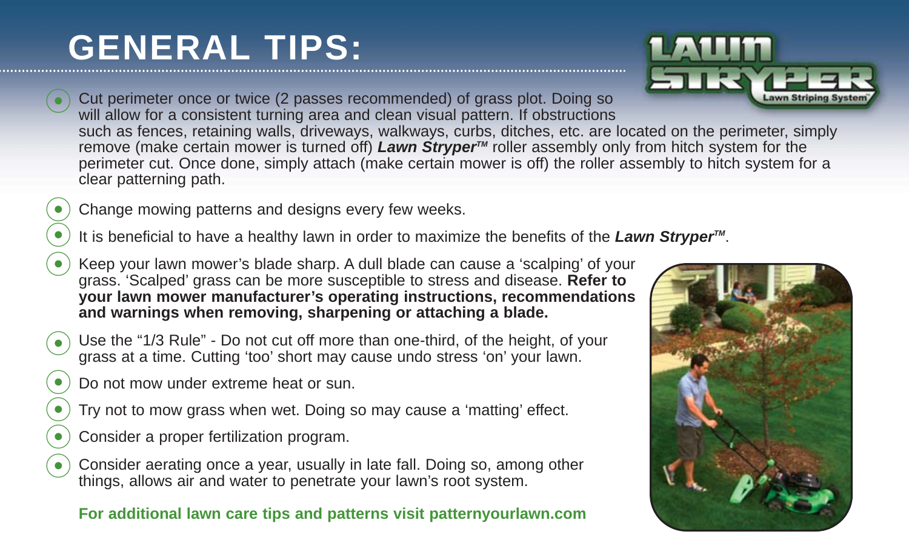# GENERAL TIPS:

- Cut perimeter once or twice (2 passes recommended) of grass plot. Doing so will allow for a consistent turning area and clean visual pattern. If obstructions such as fences, retaining walls, driveways, walkways, curbs, ditches, etc. are located on the perimeter, simply remove (make certain mower is turned off) ***Lawn Stryper™*** roller assembly only from hitch system for the perimeter cut. Once done, simply attach (make certain mower is off) the roller assembly to hitch system for a clear patterning path.
- Change mowing patterns and designs every few weeks.
- It is beneficial to have a healthy lawn in order to maximize the benefits of the ***Lawn Stryper™***.
- Keep your lawn mower's blade sharp. A dull blade can cause a 'scalping' of your grass. 'Scalped' grass can be more susceptible to stress and disease. **Refer to your lawn mower manufacturer's operating instructions, recommendations and warnings when removing, sharpening or attaching a blade.**
- Use the "1/3 Rule" - Do not cut off more than one-third, of the height, of your grass at a time. Cutting 'too' short may cause undo stress 'on' your lawn.
- Do not mow under extreme heat or sun.
- Try not to mow grass when wet. Doing so may cause a 'matting' effect.
- Consider a proper fertilization program.
- Consider aerating once a year, usually in late fall. Doing so, among other things, allows air and water to penetrate your lawn's root system.

**For additional lawn care tips and patterns visit patternyourlawn.com**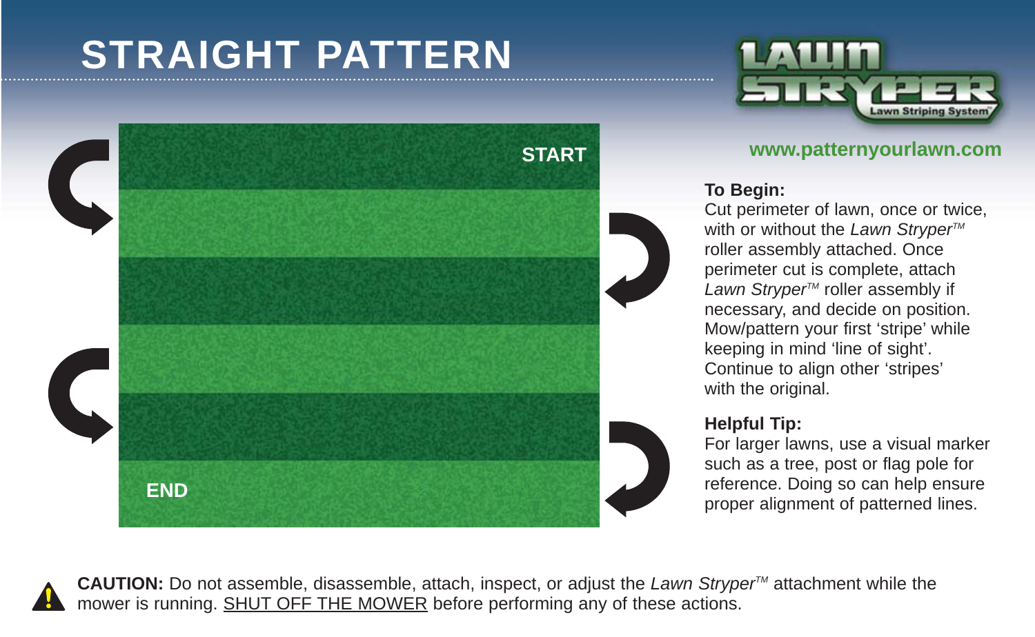# STRAIGHT PATTERN

START

END

www.patternyourlawn.com

**To Begin:**
Cut perimeter of lawn, once or twice, with or without the *Lawn Stryper*™ roller assembly attached. Once perimeter cut is complete, attach *Lawn Stryper*™ roller assembly if necessary, and decide on position. Mow/pattern your first 'stripe' while keeping in mind 'line of sight'. Continue to align other 'stripes' with the original.

**Helpful Tip:**
For larger lawns, use a visual marker such as a tree, post or flag pole for reference. Doing so can help ensure proper alignment of patterned lines.

**CAUTION:** Do not assemble, disassemble, attach, inspect, or adjust the *Lawn Stryper*™ attachment while the mower is running. SHUT OFF THE MOWER before performing any of these actions.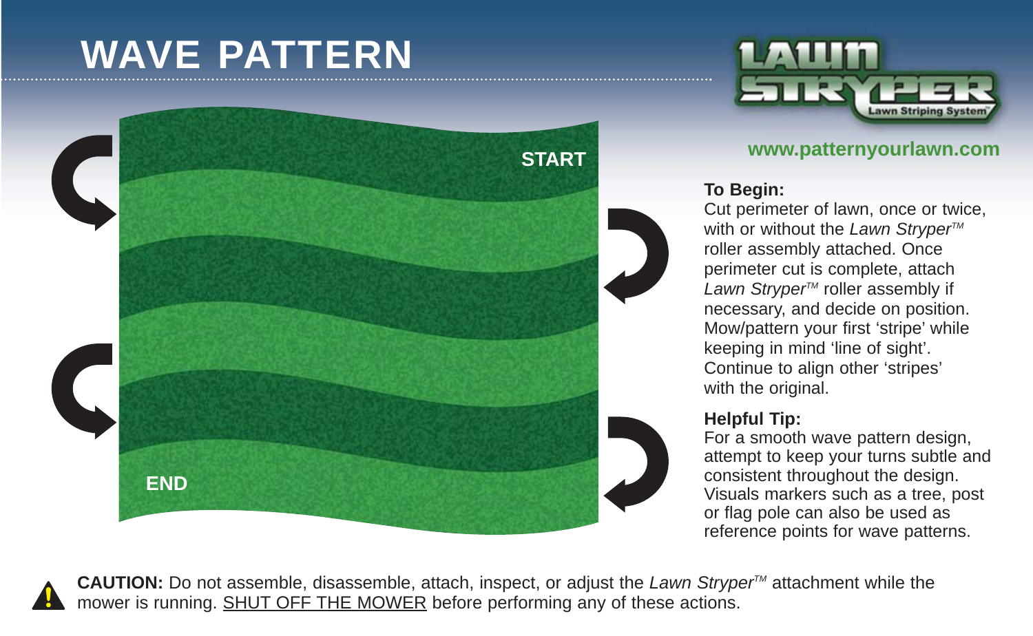# WAVE PATTERN

START

END

www.patternyourlawn.com

**To Begin:**
Cut perimeter of lawn, once or twice, with or without the *Lawn Stryper*™ roller assembly attached. Once perimeter cut is complete, attach *Lawn Stryper*™ roller assembly if necessary, and decide on position. Mow/pattern your first 'stripe' while keeping in mind 'line of sight'. Continue to align other 'stripes' with the original.

**Helpful Tip:**
For a smooth wave pattern design, attempt to keep your turns subtle and consistent throughout the design. Visuals markers such as a tree, post or flag pole can also be used as reference points for wave patterns.

**CAUTION:** Do not assemble, disassemble, attach, inspect, or adjust the *Lawn Stryper*™ attachment while the mower is running. SHUT OFF THE MOWER before performing any of these actions.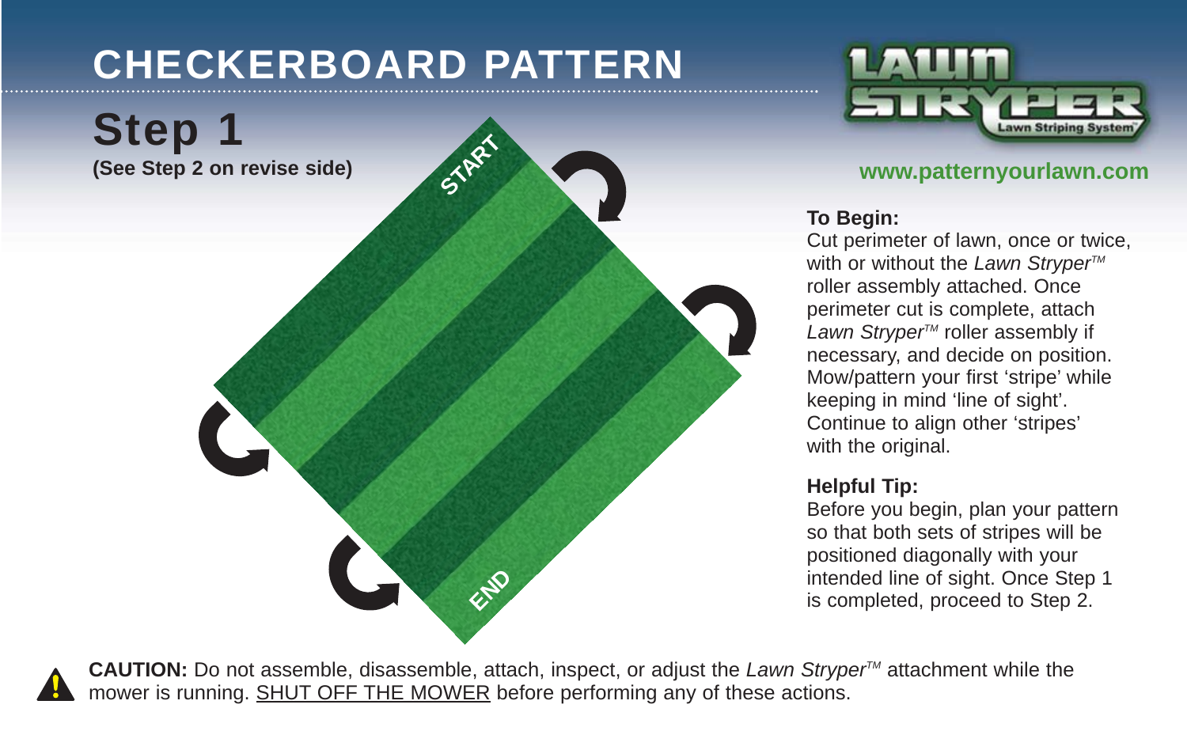# CHECKERBOARD PATTERN

## Step 1

**(See Step 2 on revise side)**

START

END

LAWN STRYPER
Lawn Striping System™

**www.patternyourlawn.com**

**To Begin:**
Cut perimeter of lawn, once or twice, with or without the *Lawn Stryper™* roller assembly attached. Once perimeter cut is complete, attach *Lawn Stryper™* roller assembly if necessary, and decide on position. Mow/pattern your first 'stripe' while keeping in mind 'line of sight'. Continue to align other 'stripes' with the original.

**Helpful Tip:**
Before you begin, plan your pattern so that both sets of stripes will be positioned diagonally with your intended line of sight. Once Step 1 is completed, proceed to Step 2.

**CAUTION:** Do not assemble, disassemble, attach, inspect, or adjust the *Lawn Stryper™* attachment while the mower is running. <u>SHUT OFF THE MOWER</u> before performing any of these actions.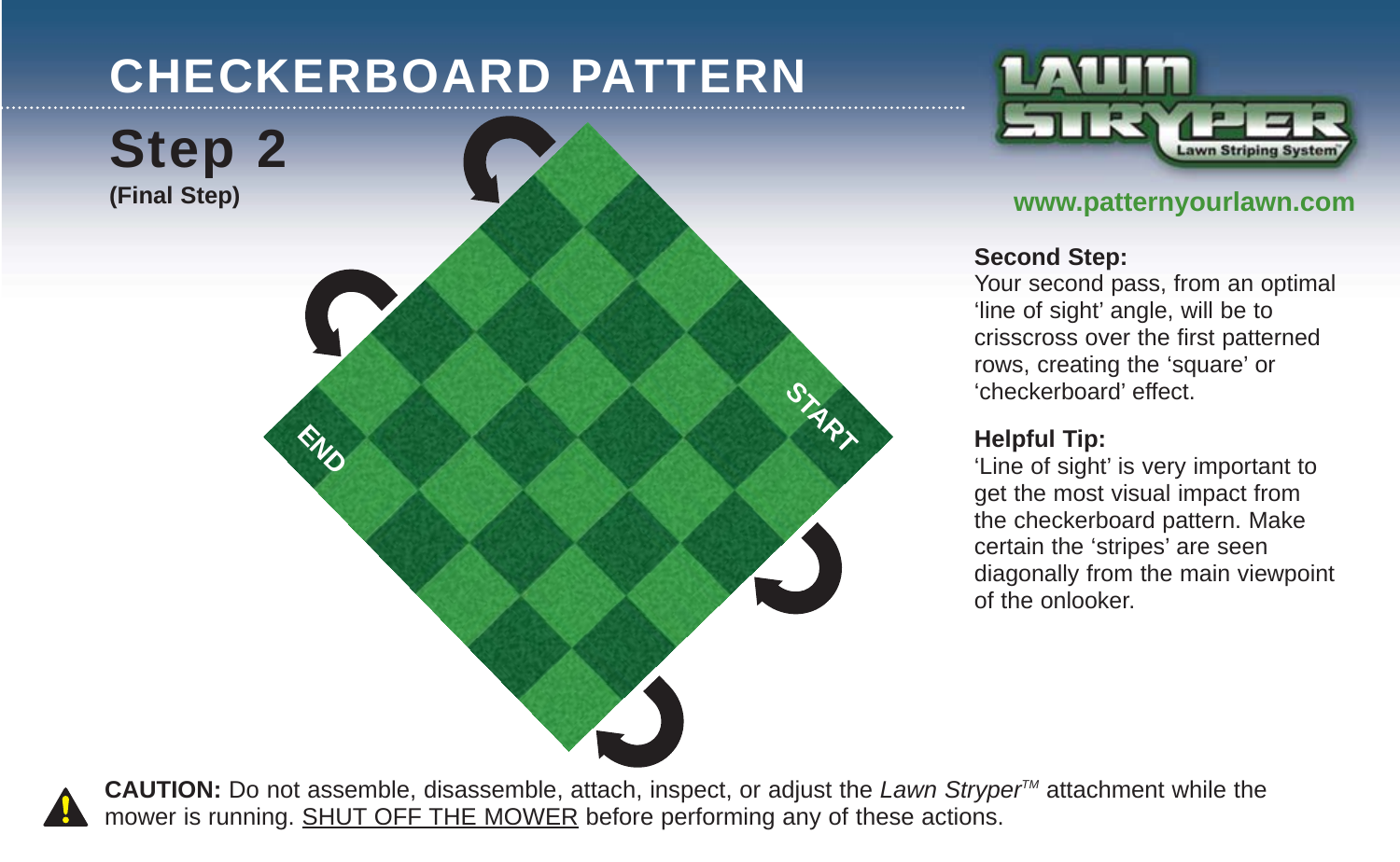# CHECKERBOARD PATTERN

## Step 2

**(Final Step)**

START

END

**www.patternyourlawn.com**

**Second Step:**
Your second pass, from an optimal 'line of sight' angle, will be to crisscross over the first patterned rows, creating the 'square' or 'checkerboard' effect.

**Helpful Tip:**
'Line of sight' is very important to get the most visual impact from the checkerboard pattern. Make certain the 'stripes' are seen diagonally from the main viewpoint of the onlooker.

**CAUTION:** Do not assemble, disassemble, attach, inspect, or adjust the *Lawn Stryper*™ attachment while the mower is running. SHUT OFF THE MOWER before performing any of these actions.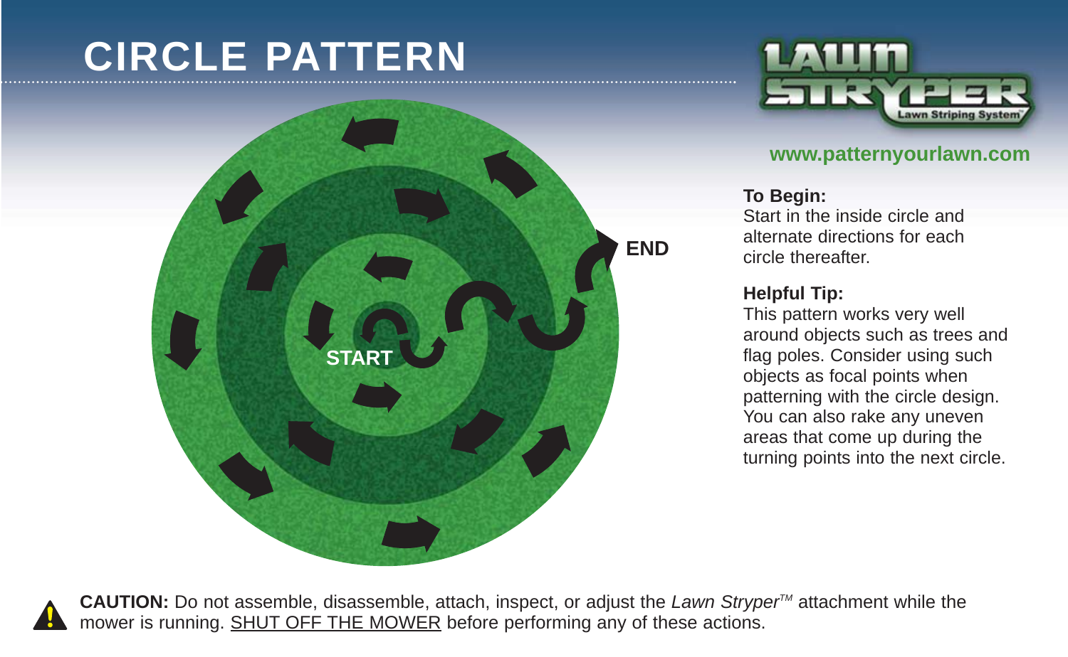# CIRCLE PATTERN

LAWN STRYPER Lawn Striping System™

**www.patternyourlawn.com**

START

END

**To Begin:**
Start in the inside circle and alternate directions for each circle thereafter.

**Helpful Tip:**
This pattern works very well around objects such as trees and flag poles. Consider using such objects as focal points when patterning with the circle design. You can also rake any uneven areas that come up during the turning points into the next circle.

**CAUTION:** Do not assemble, disassemble, attach, inspect, or adjust the *Lawn Stryper*™ attachment while the mower is running. SHUT OFF THE MOWER before performing any of these actions.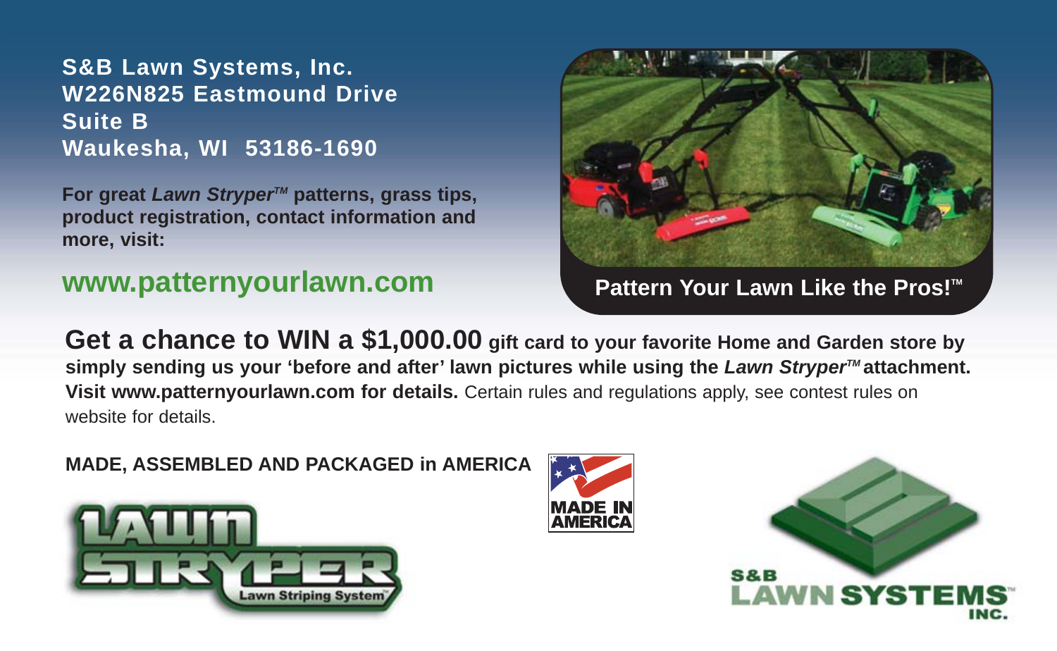**S&B Lawn Systems, Inc.**
**W226N825 Eastmound Drive**
**Suite B**
**Waukesha, WI 53186-1690**

**For great *Lawn Stryper™* patterns, grass tips, product registration, contact information and more, visit:**

## www.patternyourlawn.com

**Pattern Your Lawn Like the Pros!™**

**Get a chance to WIN a $1,000.00 gift card to your favorite Home and Garden store by simply sending us your 'before and after' lawn pictures while using the *Lawn Stryper™* attachment. Visit www.patternyourlawn.com for details.** Certain rules and regulations apply, see contest rules on website for details.

**MADE, ASSEMBLED AND PACKAGED in AMERICA**

MADE IN AMERICA

LAWN STRYPER Lawn Striping System™

S&B LAWN SYSTEMS™ INC.